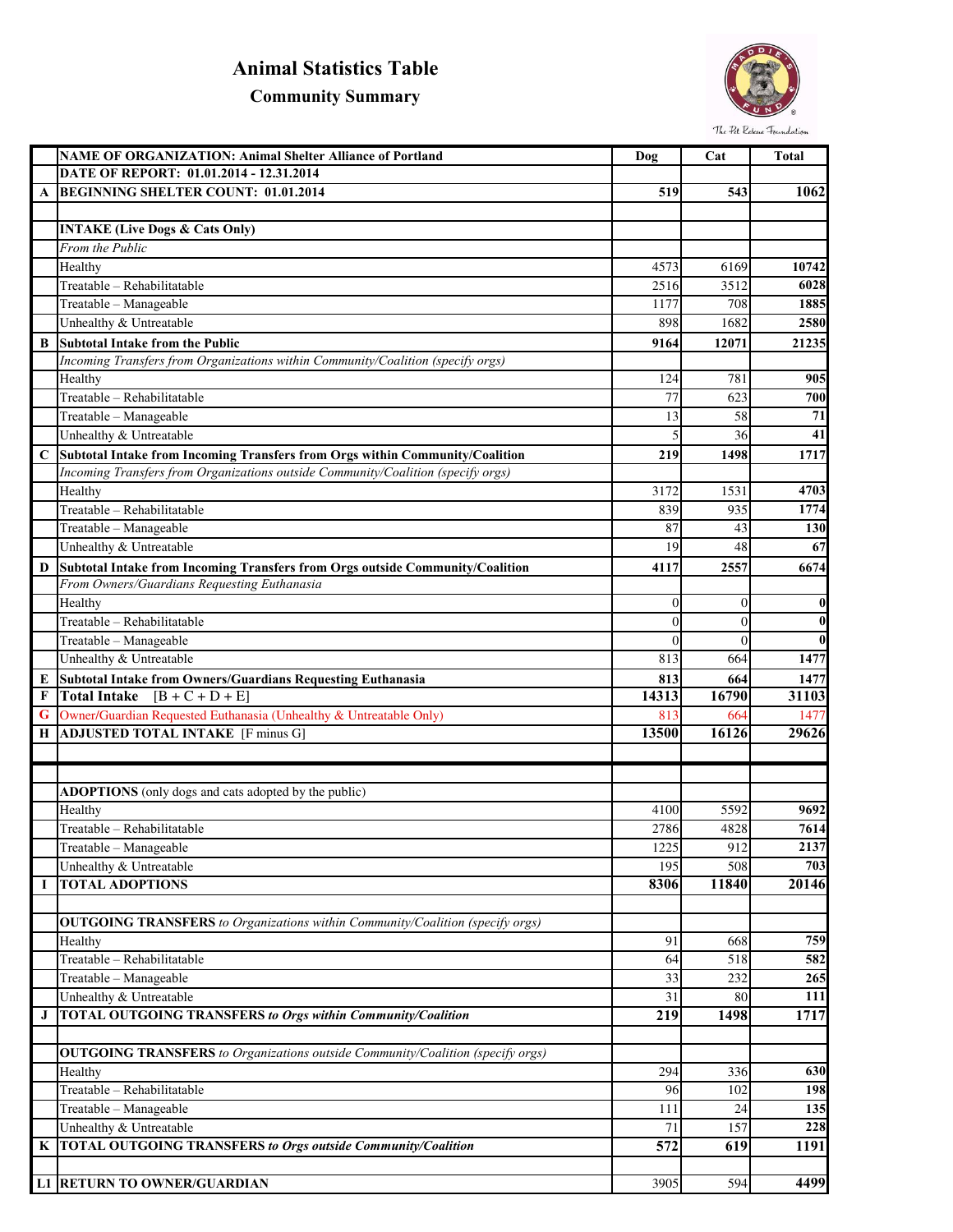# Animal Statistics Table

## Community Summary

| | NAME OF ORGANIZATION: Animal Shelter Alliance of Portland | Dog | Cat | Total |
|---|---|---|---|---|
| | DATE OF REPORT: 01.01.2014 - 12.31.2014 | | | |
| A | **BEGINNING SHELTER COUNT: 01.01.2014** | **519** | **543** | **1062** |
| | | | | |
| | **INTAKE (Live Dogs & Cats Only)** | | | |
| | *From the Public* | | | |
| | Healthy | 4573 | 6169 | **10742** |
| | Treatable – Rehabilitatable | 2516 | 3512 | **6028** |
| | Treatable – Manageable | 1177 | 708 | **1885** |
| | Unhealthy & Untreatable | 898 | 1682 | **2580** |
| B | **Subtotal Intake from the Public** | **9164** | **12071** | **21235** |
| | *Incoming Transfers from Organizations within Community/Coalition (specify orgs)* | | | |
| | Healthy | 124 | 781 | **905** |
| | Treatable – Rehabilitatable | 77 | 623 | **700** |
| | Treatable – Manageable | 13 | 58 | **71** |
| | Unhealthy & Untreatable | 5 | 36 | **41** |
| C | **Subtotal Intake from Incoming Transfers from Orgs within Community/Coalition** | **219** | **1498** | **1717** |
| | *Incoming Transfers from Organizations outside Community/Coalition (specify orgs)* | | | |
| | Healthy | 3172 | 1531 | **4703** |
| | Treatable – Rehabilitatable | 839 | 935 | **1774** |
| | Treatable – Manageable | 87 | 43 | **130** |
| | Unhealthy & Untreatable | 19 | 48 | **67** |
| D | **Subtotal Intake from Incoming Transfers from Orgs outside Community/Coalition** | **4117** | **2557** | **6674** |
| | *From Owners/Guardians Requesting Euthanasia* | | | |
| | Healthy | 0 | 0 | **0** |
| | Treatable – Rehabilitatable | 0 | 0 | **0** |
| | Treatable – Manageable | 0 | 0 | **0** |
| | Unhealthy & Untreatable | 813 | 664 | **1477** |
| E | **Subtotal Intake from Owners/Guardians Requesting Euthanasia** | **813** | **664** | **1477** |
| F | **Total Intake** [B + C + D + E] | **14313** | **16790** | **31103** |
| G | Owner/Guardian Requested Euthanasia (Unhealthy & Untreatable Only) | 813 | 664 | 1477 |
| H | **ADJUSTED TOTAL INTAKE** [F minus G] | **13500** | **16126** | **29626** |
| | | | | |
| | | | | |
| | **ADOPTIONS** (only dogs and cats adopted by the public) | | | |
| | Healthy | 4100 | 5592 | **9692** |
| | Treatable – Rehabilitatable | 2786 | 4828 | **7614** |
| | Treatable – Manageable | 1225 | 912 | **2137** |
| | Unhealthy & Untreatable | 195 | 508 | **703** |
| I | **TOTAL ADOPTIONS** | **8306** | **11840** | **20146** |
| | | | | |
| | **OUTGOING TRANSFERS** *to Organizations within Community/Coalition (specify orgs)* | | | |
| | Healthy | 91 | 668 | **759** |
| | Treatable – Rehabilitatable | 64 | 518 | **582** |
| | Treatable – Manageable | 33 | 232 | **265** |
| | Unhealthy & Untreatable | 31 | 80 | **111** |
| J | **TOTAL OUTGOING TRANSFERS *to Orgs within Community/Coalition*** | **219** | **1498** | **1717** |
| | | | | |
| | **OUTGOING TRANSFERS** *to Organizations outside Community/Coalition (specify orgs)* | | | |
| | Healthy | 294 | 336 | **630** |
| | Treatable – Rehabilitatable | 96 | 102 | **198** |
| | Treatable – Manageable | 111 | 24 | **135** |
| | Unhealthy & Untreatable | 71 | 157 | **228** |
| K | **TOTAL OUTGOING TRANSFERS *to Orgs outside Community/Coalition*** | **572** | **619** | **1191** |
| | | | | |
| L1 | **RETURN TO OWNER/GUARDIAN** | 3905 | 594 | **4499** |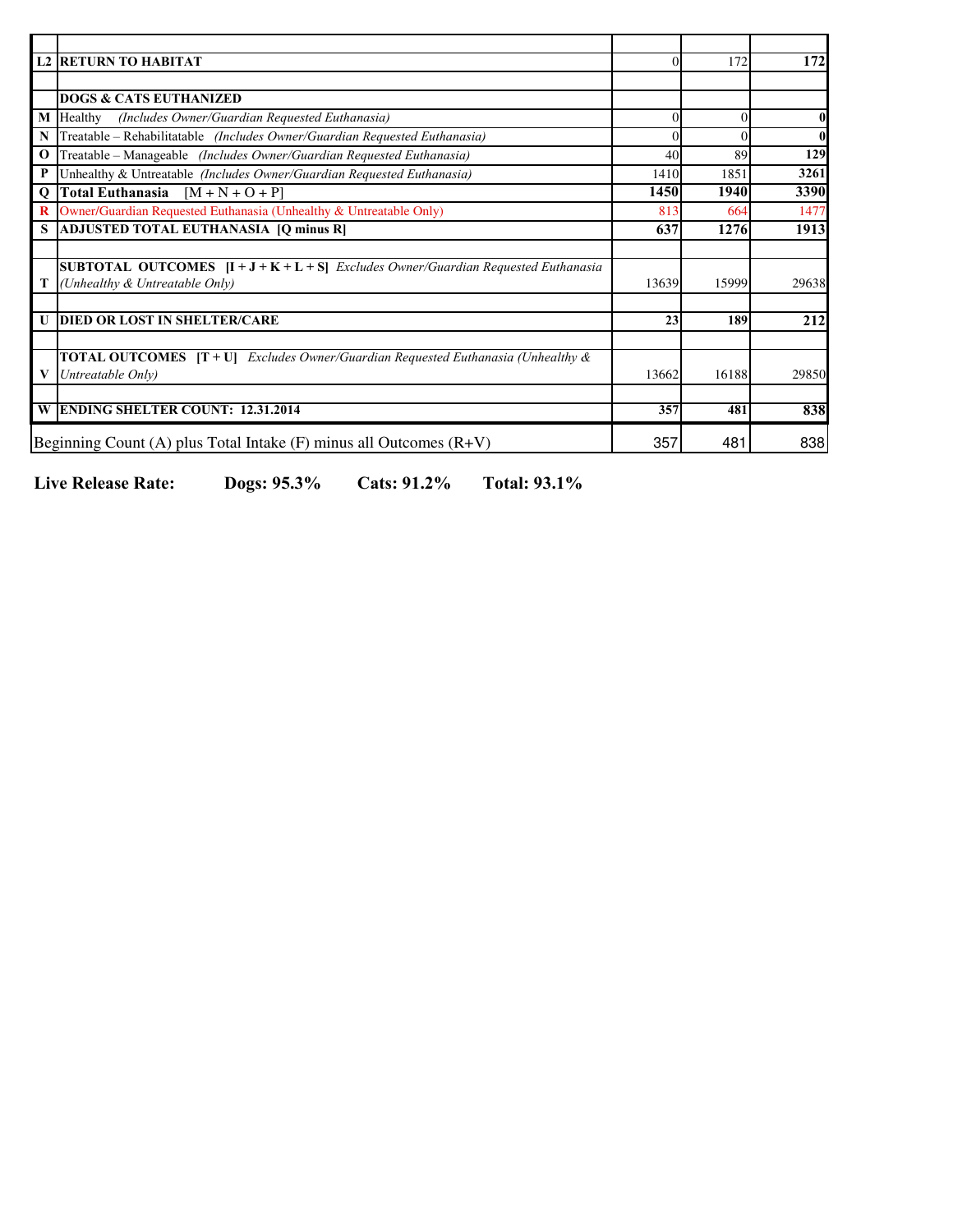| | | | | |
|---|---|---|---|---|
| | | | | |
| L2 | **RETURN TO HABITAT** | 0 | 172 | **172** |
| | | | | |
| | **DOGS & CATS EUTHANIZED** | | | |
| M | Healthy *(Includes Owner/Guardian Requested Euthanasia)* | 0 | 0 | **0** |
| N | Treatable – Rehabilitatable *(Includes Owner/Guardian Requested Euthanasia)* | 0 | 0 | **0** |
| O | Treatable – Manageable *(Includes Owner/Guardian Requested Euthanasia)* | 40 | 89 | **129** |
| P | Unhealthy & Untreatable *(Includes Owner/Guardian Requested Euthanasia)* | 1410 | 1851 | **3261** |
| Q | **Total Euthanasia** [M + N + O + P] | **1450** | **1940** | **3390** |
| R | Owner/Guardian Requested Euthanasia (Unhealthy & Untreatable Only) | 813 | 664 | 1477 |
| S | **ADJUSTED TOTAL EUTHANASIA [Q minus R]** | **637** | **1276** | **1913** |
| | | | | |
| T | **SUBTOTAL OUTCOMES [I + J + K + L + S]** *Excludes Owner/Guardian Requested Euthanasia (Unhealthy & Untreatable Only)* | 13639 | 15999 | 29638 |
| | | | | |
| U | **DIED OR LOST IN SHELTER/CARE** | **23** | **189** | **212** |
| | | | | |
| V | **TOTAL OUTCOMES [T + U]** *Excludes Owner/Guardian Requested Euthanasia (Unhealthy & Untreatable Only)* | 13662 | 16188 | 29850 |
| | | | | |
| W | **ENDING SHELTER COUNT: 12.31.2014** | **357** | **481** | **838** |
| | Beginning Count (A) plus Total Intake (F) minus all Outcomes (R+V) | 357 | 481 | 838 |

**Live Release Rate: Dogs: 95.3% Cats: 91.2% Total: 93.1%**